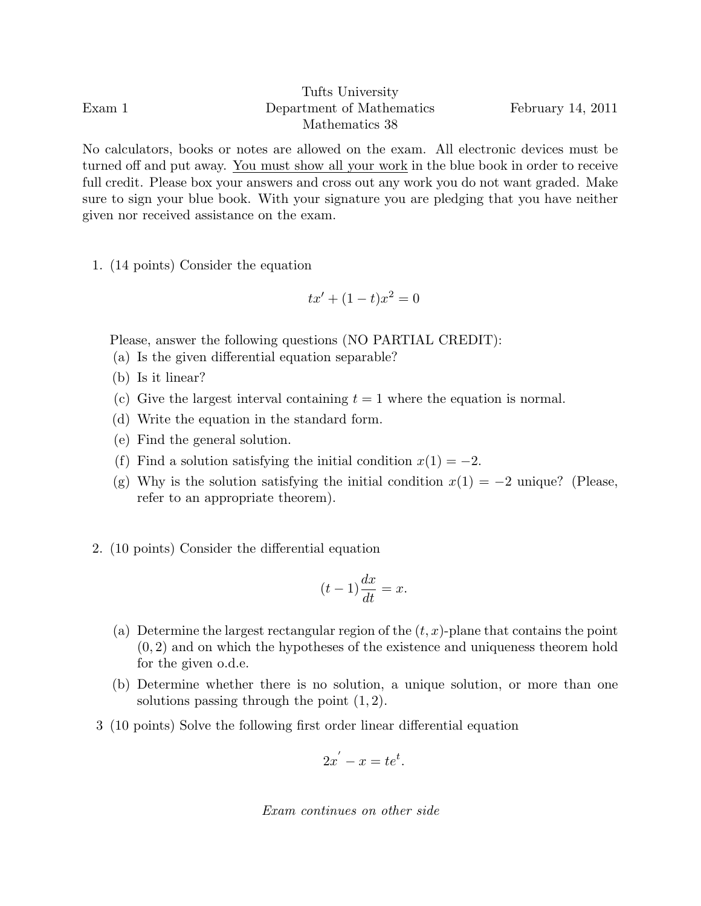Exam 1 | Tufts University, Department of Mathematics, Mathematics 38 | February 14, 2011

No calculators, books or notes are allowed on the exam. All electronic devices must be turned off and put away. <u>You must show all your work</u> in the blue book in order to receive full credit. Please box your answers and cross out any work you do not want graded. Make sure to sign your blue book. With your signature you are pledging that you have neither given nor received assistance on the exam.

1. (14 points) Consider the equation

$$tx' + (1-t)x^2 = 0$$

Please, answer the following questions (NO PARTIAL CREDIT):

(a) Is the given differential equation separable?

(b) Is it linear?

(c) Give the largest interval containing $t = 1$ where the equation is normal.

(d) Write the equation in the standard form.

(e) Find the general solution.

(f) Find a solution satisfying the initial condition $x(1) = -2$.

(g) Why is the solution satisfying the initial condition $x(1) = -2$ unique? (Please, refer to an appropriate theorem).

2. (10 points) Consider the differential equation

$$(t-1)\frac{dx}{dt} = x.$$

(a) Determine the largest rectangular region of the $(t, x)$-plane that contains the point $(0, 2)$ and on which the hypotheses of the existence and uniqueness theorem hold for the given o.d.e.

(b) Determine whether there is no solution, a unique solution, or more than one solutions passing through the point $(1, 2)$.

3 (10 points) Solve the following first order linear differential equation

$$2x' - x = te^t.$$

*Exam continues on other side*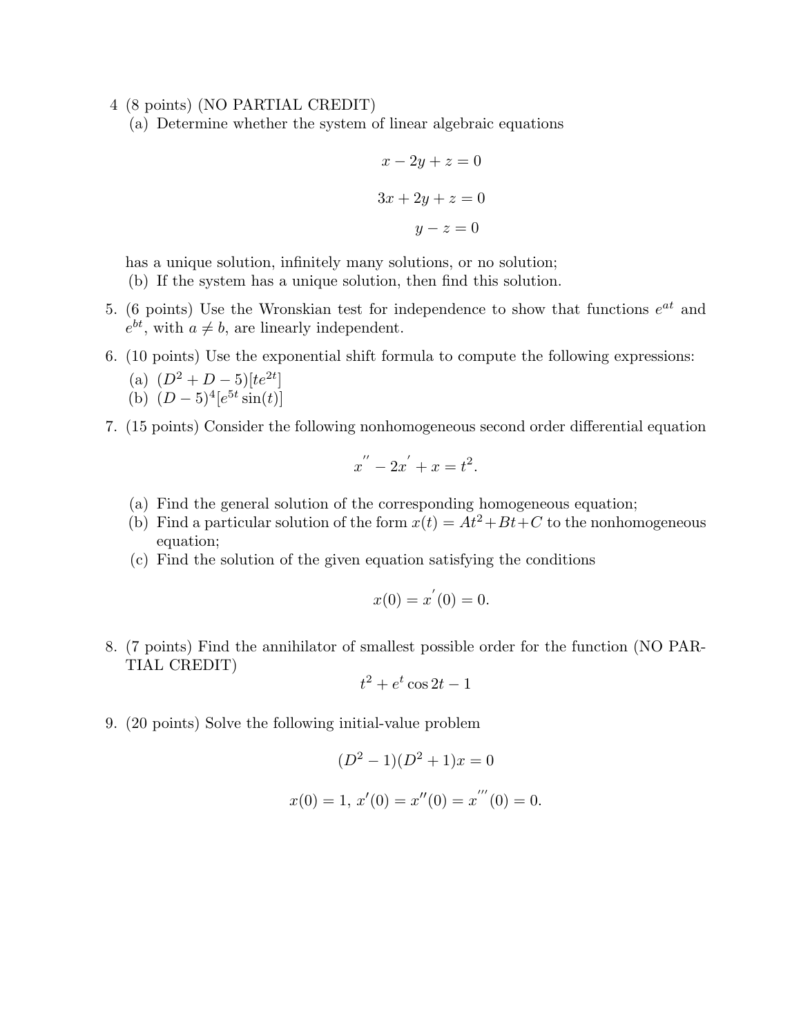4 (8 points) (NO PARTIAL CREDIT)

(a) Determine whether the system of linear algebraic equations

$$x - 2y + z = 0$$

$$3x + 2y + z = 0$$

$$y - z = 0$$

has a unique solution, infinitely many solutions, or no solution;

(b) If the system has a unique solution, then find this solution.

5. (6 points) Use the Wronskian test for independence to show that functions $e^{at}$ and $e^{bt}$, with $a \neq b$, are linearly independent.

6. (10 points) Use the exponential shift formula to compute the following expressions:

   (a) $(D^2 + D - 5)[te^{2t}]$

   (b) $(D - 5)^4[e^{5t}\sin(t)]$

7. (15 points) Consider the following nonhomogeneous second order differential equation

$$x^{''} - 2x^{'} + x = t^2.$$

   (a) Find the general solution of the corresponding homogeneous equation;

   (b) Find a particular solution of the form $x(t) = At^2 + Bt + C$ to the nonhomogeneous equation;

   (c) Find the solution of the given equation satisfying the conditions

$$x(0) = x^{'}(0) = 0.$$

8. (7 points) Find the annihilator of smallest possible order for the function (NO PARTIAL CREDIT)

$$t^2 + e^t \cos 2t - 1$$

9. (20 points) Solve the following initial-value problem

$$(D^2 - 1)(D^2 + 1)x = 0$$

$$x(0) = 1,\ x'(0) = x''(0) = x^{'''}(0) = 0.$$